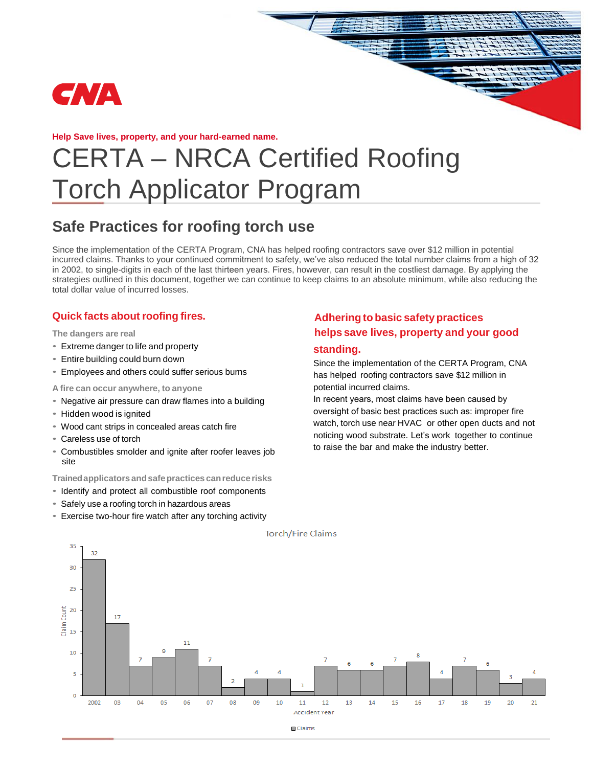Help Save lives, property, and your hard-earned name.

# CERTA – NRCA Certified Roofing Torch Applicator Program

## Safe Practices for roofing torch use

Since the implementation of the CERTA Program, CNA has helped roofing contractors save over $12 million in potential incurred claims. Thanks to your continued commitment to safety, we've also reduced the total number claims from a high of 32 in 2002, to single-digits in each of the last thirteen years. Fires, however, can result in the costliest damage. By applying the strategies outlined in this document, together we can continue to keep claims to an absolute minimum, while also reducing the total dollar value of incurred losses.

### Quick facts about roofing fires.

**The dangers are real**

- Extreme danger to life and property
- Entire building could burn down
- Employees and others could suffer serious burns

**A fire can occur anywhere, to anyone**

- Negative air pressure can draw flames into a building
- Hidden wood is ignited
- Wood cant strips in concealed areas catch fire
- Careless use of torch
- Combustibles smolder and ignite after roofer leaves job site

**Trained applicators and safe practices can reduce risks**

- Identify and protect all combustible roof components
- Safely use a roofing torch in hazardous areas
- Exercise two-hour fire watch after any torching activity

### Adhering to basic safety practices helps save lives, property and your good standing.

Since the implementation of the CERTA Program, CNA has helped roofing contractors save $12 million in potential incurred claims.

In recent years, most claims have been caused by oversight of basic best practices such as: improper fire watch, torch use near HVAC or other open ducts and not noticing wood substrate. Let's work together to continue to raise the bar and make the industry better.

**Torch/Fire Claims**

| Accident Year | Claims |
|---|---|
| 2002 | 32 |
| 03 | 17 |
| 04 | 7 |
| 05 | 9 |
| 06 | 11 |
| 07 | 7 |
| 08 | 2 |
| 09 | 4 |
| 10 | 4 |
| 11 | 1 |
| 12 | 7 |
| 13 | 6 |
| 14 | 6 |
| 15 | 7 |
| 16 | 8 |
| 17 | 4 |
| 18 | 7 |
| 19 | 6 |
| 20 | 3 |
| 21 | 4 |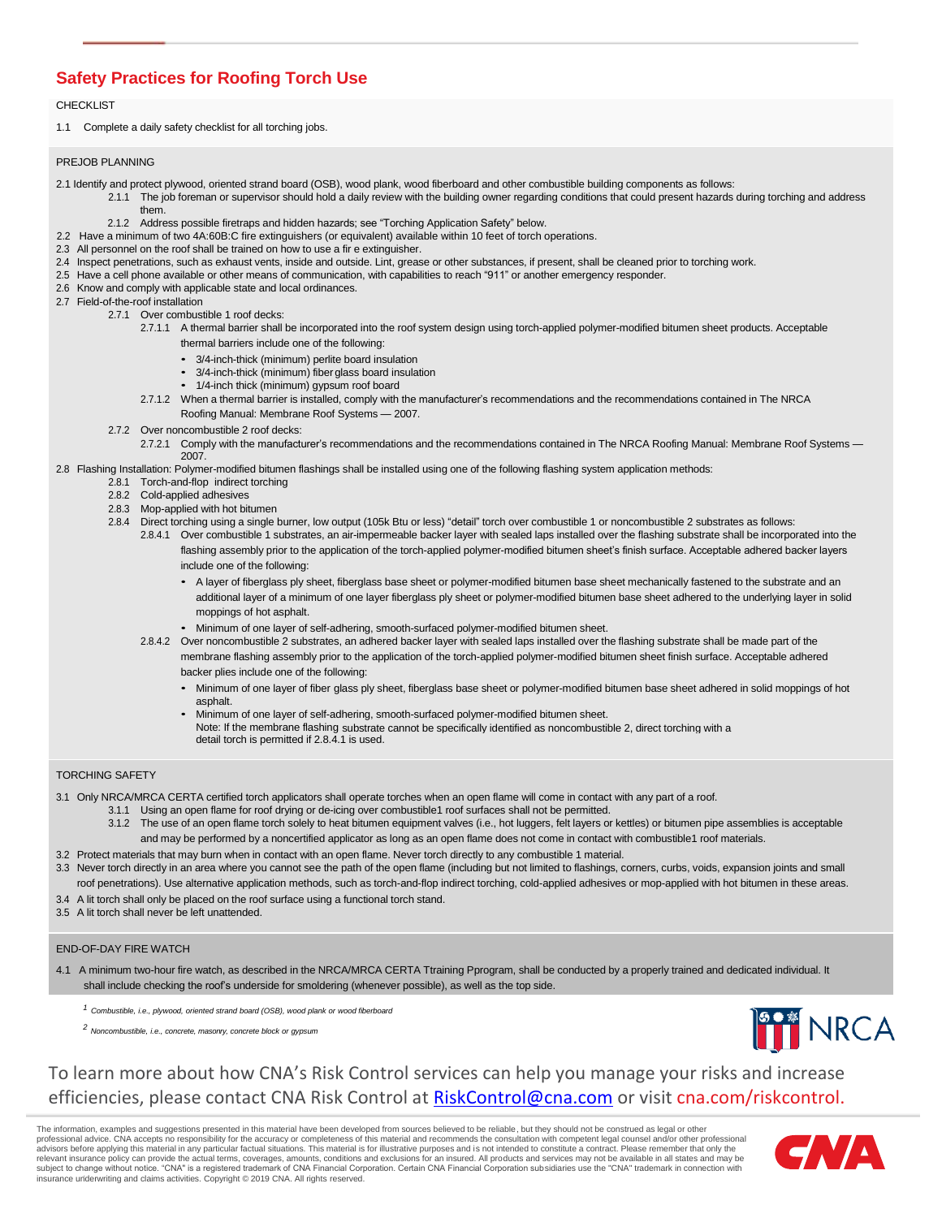## Safety Practices for Roofing Torch Use

CHECKLIST

1.1 Complete a daily safety checklist for all torching jobs.

PREJOB PLANNING

2.1 Identify and protect plywood, oriented strand board (OSB), wood plank, wood fiberboard and other combustible building components as follows:

- 2.1.1 The job foreman or supervisor should hold a daily review with the building owner regarding conditions that could present hazards during torching and address them.
- 2.1.2 Address possible firetraps and hidden hazards; see "Torching Application Safety" below.

2.2 Have a minimum of two 4A:60B:C fire extinguishers (or equivalent) available within 10 feet of torch operations.

2.3 All personnel on the roof shall be trained on how to use a fir e extinguisher.

2.4 Inspect penetrations, such as exhaust vents, inside and outside. Lint, grease or other substances, if present, shall be cleaned prior to torching work.

2.5 Have a cell phone available or other means of communication, with capabilities to reach "911" or another emergency responder.

2.6 Know and comply with applicable state and local ordinances.

2.7 Field-of-the-roof installation

- 2.7.1 Over combustible 1 roof decks:
  - 2.7.1.1 A thermal barrier shall be incorporated into the roof system design using torch-applied polymer-modified bitumen sheet products. Acceptable thermal barriers include one of the following:
    - 3/4-inch-thick (minimum) perlite board insulation
    - 3/4-inch-thick (minimum) fiber glass board insulation
    - 1/4-inch thick (minimum) gypsum roof board
  - 2.7.1.2 When a thermal barrier is installed, comply with the manufacturer's recommendations and the recommendations contained in The NRCA Roofing Manual: Membrane Roof Systems — 2007.
- 2.7.2 Over noncombustible 2 roof decks:
  - 2.7.2.1 Comply with the manufacturer's recommendations and the recommendations contained in The NRCA Roofing Manual: Membrane Roof Systems — 2007.

2.8 Flashing Installation: Polymer-modified bitumen flashings shall be installed using one of the following flashing system application methods:

- 2.8.1 Torch-and-flop indirect torching
- 2.8.2 Cold-applied adhesives
- 2.8.3 Mop-applied with hot bitumen
- 2.8.4 Direct torching using a single burner, low output (105k Btu or less) "detail" torch over combustible 1 or noncombustible 2 substrates as follows:
  - 2.8.4.1 Over combustible 1 substrates, an air-impermeable backer layer with sealed laps installed over the flashing substrate shall be incorporated into the flashing assembly prior to the application of the torch-applied polymer-modified bitumen sheet's finish surface. Acceptable adhered backer layers include one of the following:
    - A layer of fiberglass ply sheet, fiberglass base sheet or polymer-modified bitumen base sheet mechanically fastened to the substrate and an additional layer of a minimum of one layer fiberglass ply sheet or polymer-modified bitumen base sheet adhered to the underlying layer in solid moppings of hot asphalt.
    - Minimum of one layer of self-adhering, smooth-surfaced polymer-modified bitumen sheet.
  - 2.8.4.2 Over noncombustible 2 substrates, an adhered backer layer with sealed laps installed over the flashing substrate shall be made part of the membrane flashing assembly prior to the application of the torch-applied polymer-modified bitumen sheet finish surface. Acceptable adhered backer plies include one of the following:
    - Minimum of one layer of fiber glass ply sheet, fiberglass base sheet or polymer-modified bitumen base sheet adhered in solid moppings of hot asphalt.
    - Minimum of one layer of self-adhering, smooth-surfaced polymer-modified bitumen sheet.
      Note: If the membrane flashing substrate cannot be specifically identified as noncombustible 2, direct torching with a detail torch is permitted if 2.8.4.1 is used.

TORCHING SAFETY

3.1 Only NRCA/MRCA CERTA certified torch applicators shall operate torches when an open flame will come in contact with any part of a roof.

- 3.1.1 Using an open flame for roof drying or de-icing over combustible1 roof surfaces shall not be permitted.
- 3.1.2 The use of an open flame torch solely to heat bitumen equipment valves (i.e., hot luggers, felt layers or kettles) or bitumen pipe assemblies is acceptable and may be performed by a noncertified applicator as long as an open flame does not come in contact with combustible1 roof materials.

3.2 Protect materials that may burn when in contact with an open flame. Never torch directly to any combustible 1 material.

3.3 Never torch directly in an area where you cannot see the path of the open flame (including but not limited to flashings, corners, curbs, voids, expansion joints and small roof penetrations). Use alternative application methods, such as torch-and-flop indirect torching, cold-applied adhesives or mop-applied with hot bitumen in these areas.

3.4 A lit torch shall only be placed on the roof surface using a functional torch stand.

3.5 A lit torch shall never be left unattended.

END-OF-DAY FIRE WATCH

4.1 A minimum two-hour fire watch, as described in the NRCA/MRCA CERTA Ttraining Pprogram, shall be conducted by a properly trained and dedicated individual. It shall include checking the roof's underside for smoldering (whenever possible), as well as the top side.

*[1] Combustible, i.e., plywood, oriented strand board (OSB), wood plank or wood fiberboard*

*[2] Noncombustible, i.e., concrete, masonry, concrete block or gypsum*

NRCA

To learn more about how CNA's Risk Control services can help you manage your risks and increase efficiencies, please contact CNA Risk Control at RiskControl@cna.com or visit cna.com/riskcontrol.

The information, examples and suggestions presented in this material have been developed from sources believed to be reliable, but they should not be construed as legal or other professional advice. CNA accepts no responsibility for the accuracy or completeness of this material and recommends the consultation with competent legal counsel and/or other professional advisors before applying this material in any particular factual situations. This material is for illustrative purposes and is not intended to constitute a contract. Please remember that only the relevant insurance policy can provide the actual terms, coverages, amounts, conditions and exclusions for an insured. All products and services may not be available in all states and may be subject to change without notice. "CNA" is a registered trademark of CNA Financial Corporation. Certain CNA Financial Corporation subsidiaries use the "CNA" trademark in connection with insurance underwriting and claims activities. Copyright © 2019 CNA. All rights reserved.

CNA